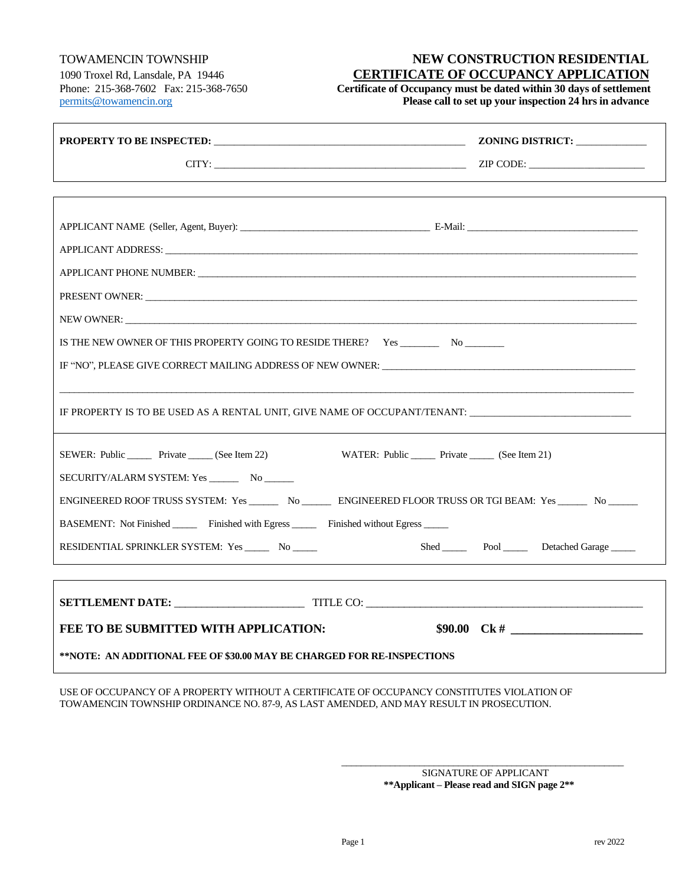TOWAMENCIN TOWNSHIP
1090 Troxel Rd, Lansdale, PA 19446
Phone: 215-368-7602 Fax: 215-368-7650
permits@towamencin.org

# NEW CONSTRUCTION RESIDENTIAL CERTIFICATE OF OCCUPANCY APPLICATION

**Certificate of Occupancy must be dated within 30 days of settlement**
**Please call to set up your inspection 24 hrs in advance**

**PROPERTY TO BE INSPECTED:** ______________________________ **ZONING DISTRICT:** ______________

CITY: ______________________________ ZIP CODE: ______________________

APPLICANT NAME (Seller, Agent, Buyer): ______________________________ E-Mail: ______________________________

APPLICANT ADDRESS: ____________________________________________________________

APPLICANT PHONE NUMBER: ____________________________________________________________

PRESENT OWNER: ____________________________________________________________

NEW OWNER: ____________________________________________________________

IS THE NEW OWNER OF THIS PROPERTY GOING TO RESIDE THERE? Yes ________ No ________

IF "NO", PLEASE GIVE CORRECT MAILING ADDRESS OF NEW OWNER: ______________________________

____________________________________________________________

IF PROPERTY IS TO BE USED AS A RENTAL UNIT, GIVE NAME OF OCCUPANT/TENANT: ______________________________

SEWER: Public _____ Private _____ (See Item 22) WATER: Public _____ Private _____ (See Item 21)

SECURITY/ALARM SYSTEM: Yes ______ No ______

ENGINEERED ROOF TRUSS SYSTEM: Yes ______ No ______ ENGINEERED FLOOR TRUSS OR TGI BEAM: Yes ______ No ______

BASEMENT: Not Finished _____ Finished with Egress _____ Finished without Egress _____

RESIDENTIAL SPRINKLER SYSTEM: Yes _____ No _____ Shed _____ Pool _____ Detached Garage _____

**SETTLEMENT DATE:** ________________________ TITLE CO: ______________________________

**FEE TO BE SUBMITTED WITH APPLICATION: $90.00 Ck # ______________________**

**\*\*NOTE: AN ADDITIONAL FEE OF $30.00 MAY BE CHARGED FOR RE-INSPECTIONS**

USE OF OCCUPANCY OF A PROPERTY WITHOUT A CERTIFICATE OF OCCUPANCY CONSTITUTES VIOLATION OF TOWAMENCIN TOWNSHIP ORDINANCE NO. 87-9, AS LAST AMENDED, AND MAY RESULT IN PROSECUTION.

______________________________
SIGNATURE OF APPLICANT
**\*\*Applicant – Please read and SIGN page 2\*\***

rev 2022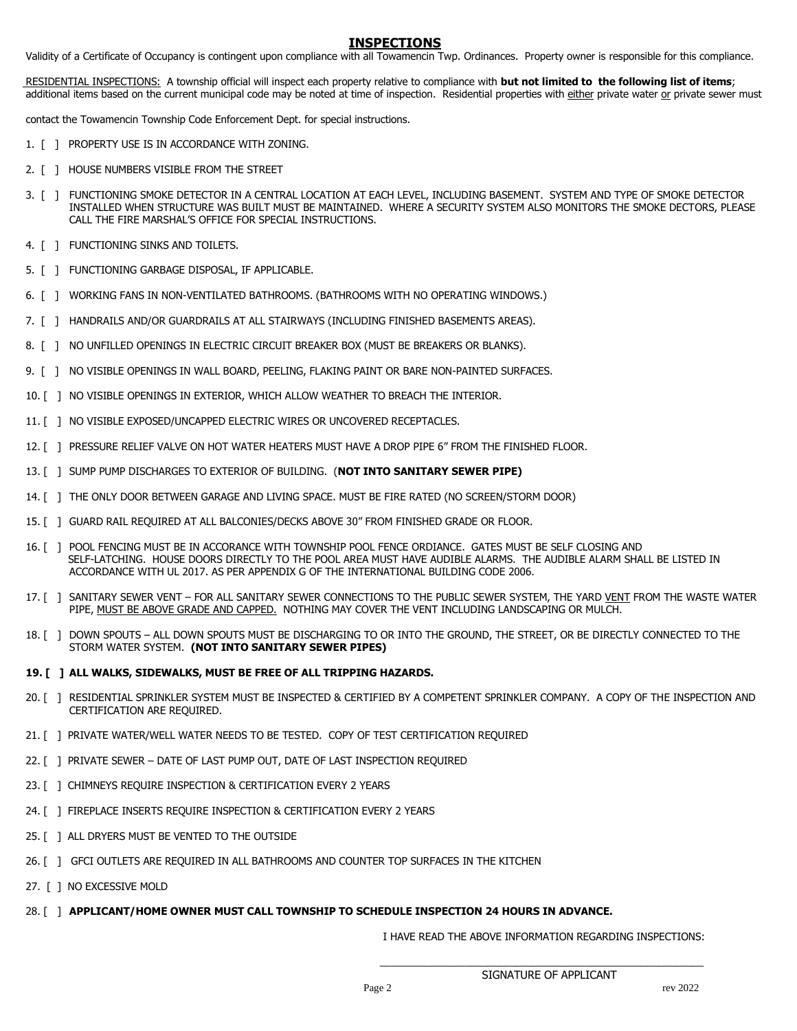# **INSPECTIONS**

Validity of a Certificate of Occupancy is contingent upon compliance with all Towamencin Twp. Ordinances. Property owner is responsible for this compliance.

<u>RESIDENTIAL INSPECTIONS:</u> A township official will inspect each property relative to compliance with **but not limited to the following list of items**; additional items based on the current municipal code may be noted at time of inspection. Residential properties with <u>either</u> private water <u>or</u> private sewer must contact the Towamencin Township Code Enforcement Dept. for special instructions.

1. [ ] PROPERTY USE IS IN ACCORDANCE WITH ZONING.
2. [ ] HOUSE NUMBERS VISIBLE FROM THE STREET
3. [ ] FUNCTIONING SMOKE DETECTOR IN A CENTRAL LOCATION AT EACH LEVEL, INCLUDING BASEMENT. SYSTEM AND TYPE OF SMOKE DETECTOR INSTALLED WHEN STRUCTURE WAS BUILT MUST BE MAINTAINED. WHERE A SECURITY SYSTEM ALSO MONITORS THE SMOKE DECTORS, PLEASE CALL THE FIRE MARSHAL'S OFFICE FOR SPECIAL INSTRUCTIONS.
4. [ ] FUNCTIONING SINKS AND TOILETS.
5. [ ] FUNCTIONING GARBAGE DISPOSAL, IF APPLICABLE.
6. [ ] WORKING FANS IN NON-VENTILATED BATHROOMS. (BATHROOMS WITH NO OPERATING WINDOWS.)
7. [ ] HANDRAILS AND/OR GUARDRAILS AT ALL STAIRWAYS (INCLUDING FINISHED BASEMENTS AREAS).
8. [ ] NO UNFILLED OPENINGS IN ELECTRIC CIRCUIT BREAKER BOX (MUST BE BREAKERS OR BLANKS).
9. [ ] NO VISIBLE OPENINGS IN WALL BOARD, PEELING, FLAKING PAINT OR BARE NON-PAINTED SURFACES.
10. [ ] NO VISIBLE OPENINGS IN EXTERIOR, WHICH ALLOW WEATHER TO BREACH THE INTERIOR.
11. [ ] NO VISIBLE EXPOSED/UNCAPPED ELECTRIC WIRES OR UNCOVERED RECEPTACLES.
12. [ ] PRESSURE RELIEF VALVE ON HOT WATER HEATERS MUST HAVE A DROP PIPE 6" FROM THE FINISHED FLOOR.
13. [ ] SUMP PUMP DISCHARGES TO EXTERIOR OF BUILDING. (**NOT INTO SANITARY SEWER PIPE)**
14. [ ] THE ONLY DOOR BETWEEN GARAGE AND LIVING SPACE. MUST BE FIRE RATED (NO SCREEN/STORM DOOR)
15. [ ] GUARD RAIL REQUIRED AT ALL BALCONIES/DECKS ABOVE 30" FROM FINISHED GRADE OR FLOOR.
16. [ ] POOL FENCING MUST BE IN ACCORANCE WITH TOWNSHIP POOL FENCE ORDIANCE. GATES MUST BE SELF CLOSING AND SELF-LATCHING. HOUSE DOORS DIRECTLY TO THE POOL AREA MUST HAVE AUDIBLE ALARMS. THE AUDIBLE ALARM SHALL BE LISTED IN ACCORDANCE WITH UL 2017. AS PER APPENDIX G OF THE INTERNATIONAL BUILDING CODE 2006.
17. [ ] SANITARY SEWER VENT – FOR ALL SANITARY SEWER CONNECTIONS TO THE PUBLIC SEWER SYSTEM, THE YARD <u>VENT</u> FROM THE WASTE WATER PIPE, <u>MUST BE ABOVE GRADE AND CAPPED.</u> NOTHING MAY COVER THE VENT INCLUDING LANDSCAPING OR MULCH.
18. [ ] DOWN SPOUTS – ALL DOWN SPOUTS MUST BE DISCHARGING TO OR INTO THE GROUND, THE STREET, OR BE DIRECTLY CONNECTED TO THE STORM WATER SYSTEM. **(NOT INTO SANITARY SEWER PIPES)**
19. **[ ] ALL WALKS, SIDEWALKS, MUST BE FREE OF ALL TRIPPING HAZARDS.**
20. [ ] RESIDENTIAL SPRINKLER SYSTEM MUST BE INSPECTED & CERTIFIED BY A COMPETENT SPRINKLER COMPANY. A COPY OF THE INSPECTION AND CERTIFICATION ARE REQUIRED.
21. [ ] PRIVATE WATER/WELL WATER NEEDS TO BE TESTED. COPY OF TEST CERTIFICATION REQUIRED
22. [ ] PRIVATE SEWER – DATE OF LAST PUMP OUT, DATE OF LAST INSPECTION REQUIRED
23. [ ] CHIMNEYS REQUIRE INSPECTION & CERTIFICATION EVERY 2 YEARS
24. [ ] FIREPLACE INSERTS REQUIRE INSPECTION & CERTIFICATION EVERY 2 YEARS
25. [ ] ALL DRYERS MUST BE VENTED TO THE OUTSIDE
26. [ ] GFCI OUTLETS ARE REQUIRED IN ALL BATHROOMS AND COUNTER TOP SURFACES IN THE KITCHEN
27. [ ] NO EXCESSIVE MOLD
28. [ ] **APPLICANT/HOME OWNER MUST CALL TOWNSHIP TO SCHEDULE INSPECTION 24 HOURS IN ADVANCE.**

I HAVE READ THE ABOVE INFORMATION REGARDING INSPECTIONS:

\_\_\_\_\_\_\_\_\_\_\_\_\_\_\_\_\_\_\_\_\_\_\_\_\_\_\_\_\_\_\_\_\_\_\_\_\_\_\_\_

SIGNATURE OF APPLICANT

rev 2022